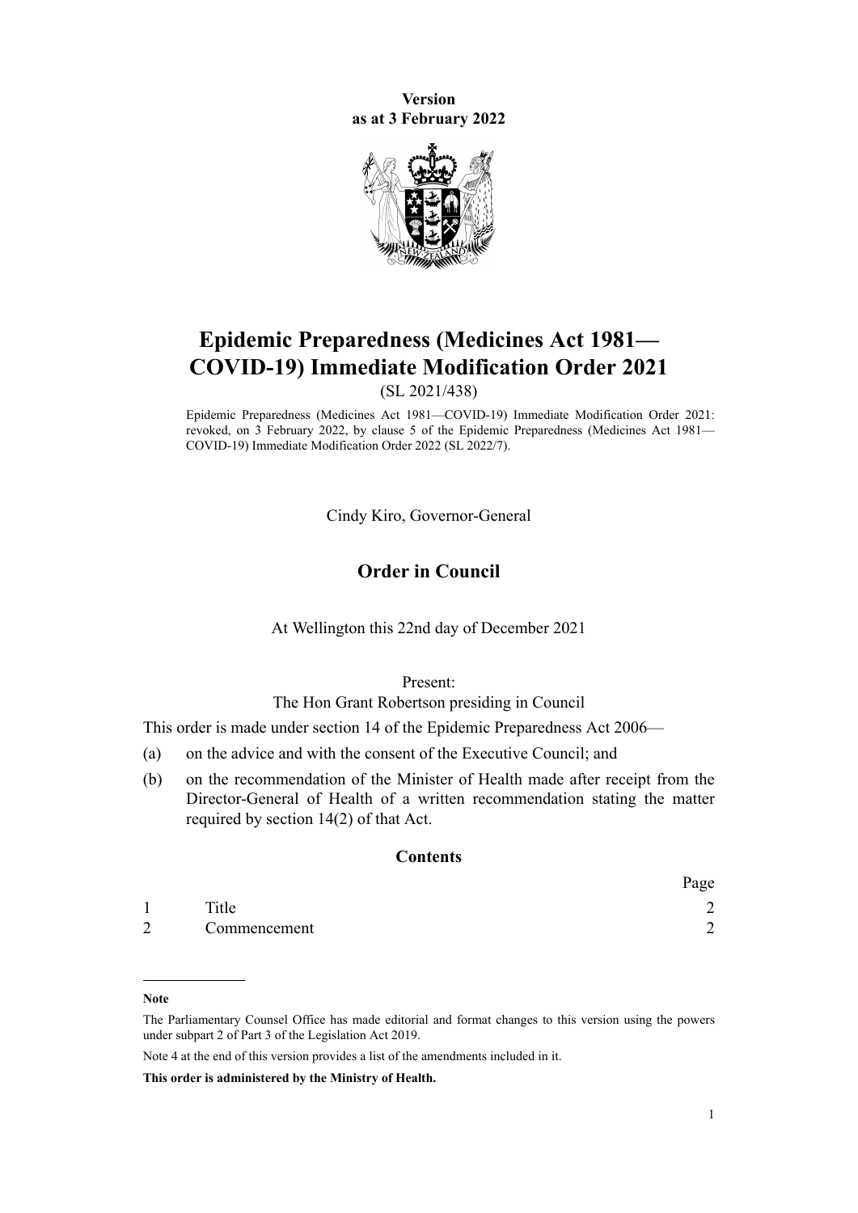**Version**
**as at 3 February 2022**

# Epidemic Preparedness (Medicines Act 1981—COVID-19) Immediate Modification Order 2021

(SL 2021/438)

Epidemic Preparedness (Medicines Act 1981—COVID-19) Immediate Modification Order 2021: revoked, on 3 February 2022, by clause 5 of the Epidemic Preparedness (Medicines Act 1981—COVID-19) Immediate Modification Order 2022 (SL 2022/7).

Cindy Kiro, Governor-General

## Order in Council

At Wellington this 22nd day of December 2021

Present:
The Hon Grant Robertson presiding in Council

This order is made under section 14 of the Epidemic Preparedness Act 2006—

(a) on the advice and with the consent of the Executive Council; and

(b) on the recommendation of the Minister of Health made after receipt from the Director-General of Health of a written recommendation stating the matter required by section 14(2) of that Act.

### Contents

| | | Page |
|---|---|---|
| 1 | Title | 2 |
| 2 | Commencement | 2 |

**Note**

The Parliamentary Counsel Office has made editorial and format changes to this version using the powers under subpart 2 of Part 3 of the Legislation Act 2019.

Note 4 at the end of this version provides a list of the amendments included in it.

**This order is administered by the Ministry of Health.**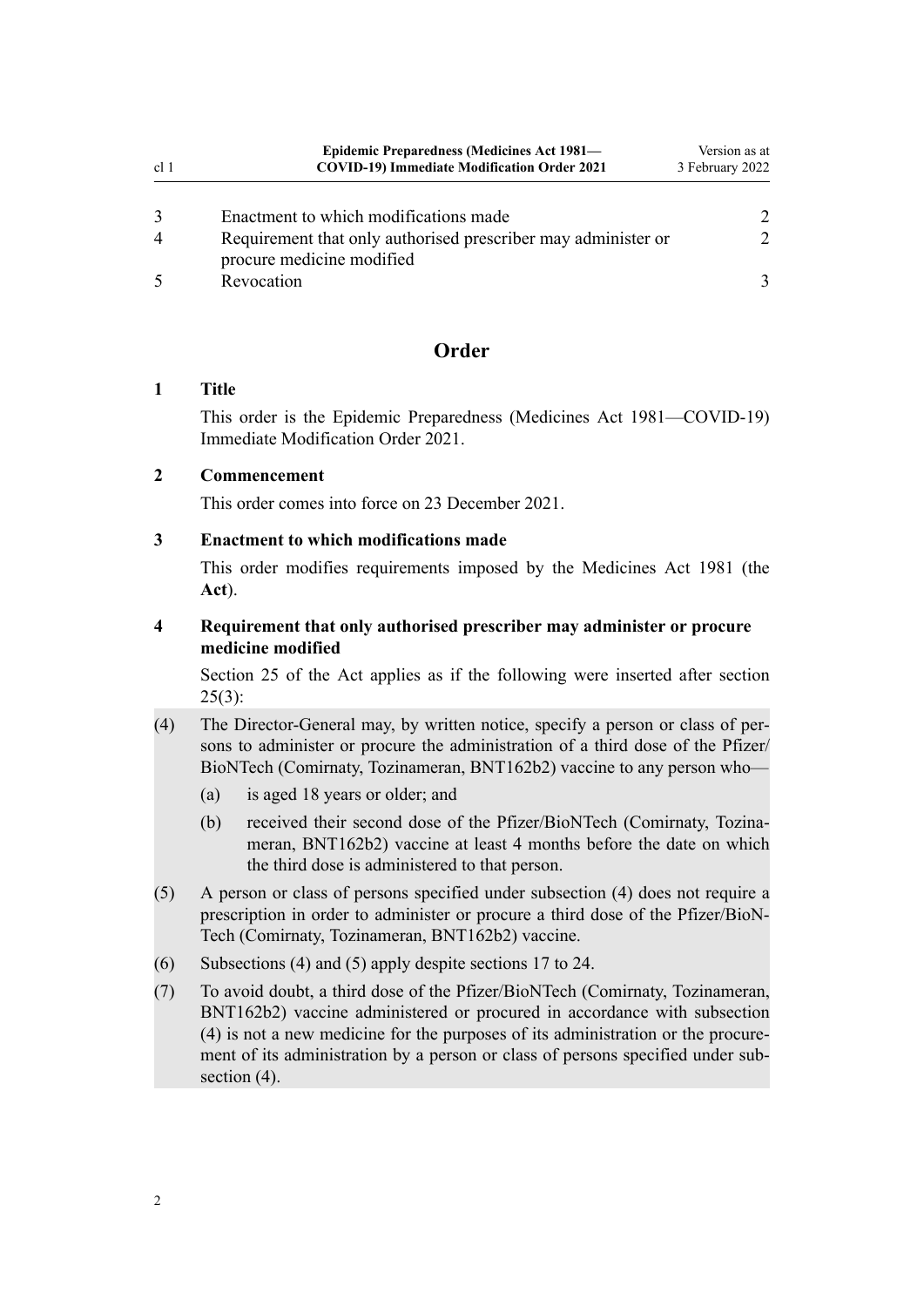| | | |
|---|---|---|
| 3 | Enactment to which modifications made | 2 |
| 4 | Requirement that only authorised prescriber may administer or procure medicine modified | 2 |
| 5 | Revocation | 3 |

# Order

## 1 Title

This order is the Epidemic Preparedness (Medicines Act 1981—COVID-19) Immediate Modification Order 2021.

## 2 Commencement

This order comes into force on 23 December 2021.

## 3 Enactment to which modifications made

This order modifies requirements imposed by the Medicines Act 1981 (the **Act**).

## 4 Requirement that only authorised prescriber may administer or procure medicine modified

Section 25 of the Act applies as if the following were inserted after section 25(3):

(4) The Director-General may, by written notice, specify a person or class of persons to administer or procure the administration of a third dose of the Pfizer/BioNTech (Comirnaty, Tozinameran, BNT162b2) vaccine to any person who—

- (a) is aged 18 years or older; and
- (b) received their second dose of the Pfizer/BioNTech (Comirnaty, Tozinameran, BNT162b2) vaccine at least 4 months before the date on which the third dose is administered to that person.

(5) A person or class of persons specified under subsection (4) does not require a prescription in order to administer or procure a third dose of the Pfizer/BioNTech (Comirnaty, Tozinameran, BNT162b2) vaccine.

(6) Subsections (4) and (5) apply despite sections 17 to 24.

(7) To avoid doubt, a third dose of the Pfizer/BioNTech (Comirnaty, Tozinameran, BNT162b2) vaccine administered or procured in accordance with subsection (4) is not a new medicine for the purposes of its administration or the procurement of its administration by a person or class of persons specified under subsection (4).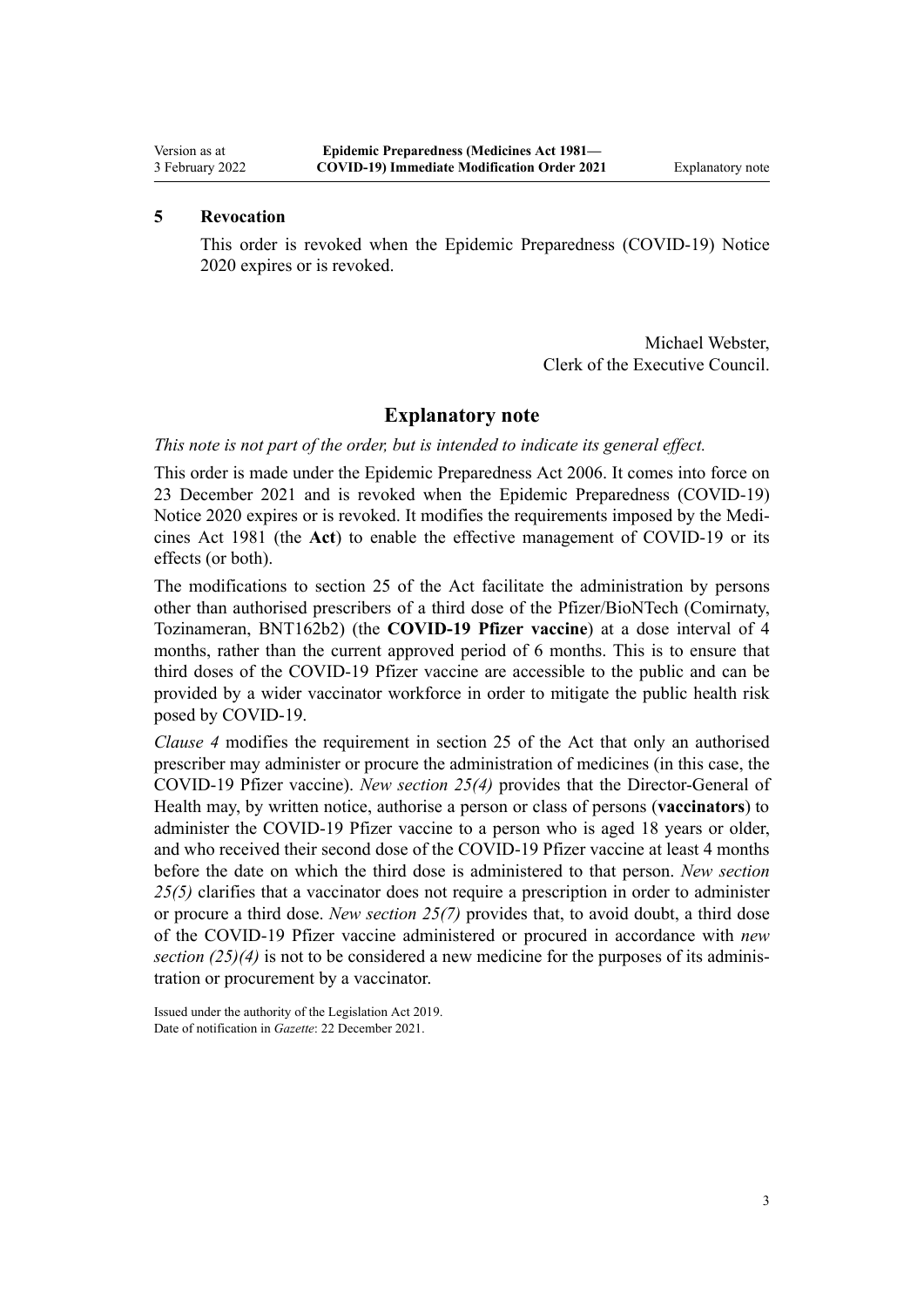**5 Revocation**

This order is revoked when the Epidemic Preparedness (COVID-19) Notice 2020 expires or is revoked.

Michael Webster,
Clerk of the Executive Council.

## Explanatory note

*This note is not part of the order, but is intended to indicate its general effect.*

This order is made under the Epidemic Preparedness Act 2006. It comes into force on 23 December 2021 and is revoked when the Epidemic Preparedness (COVID-19) Notice 2020 expires or is revoked. It modifies the requirements imposed by the Medicines Act 1981 (the **Act**) to enable the effective management of COVID-19 or its effects (or both).

The modifications to section 25 of the Act facilitate the administration by persons other than authorised prescribers of a third dose of the Pfizer/BioNTech (Comirnaty, Tozinameran, BNT162b2) (the **COVID-19 Pfizer vaccine**) at a dose interval of 4 months, rather than the current approved period of 6 months. This is to ensure that third doses of the COVID-19 Pfizer vaccine are accessible to the public and can be provided by a wider vaccinator workforce in order to mitigate the public health risk posed by COVID-19.

*Clause 4* modifies the requirement in section 25 of the Act that only an authorised prescriber may administer or procure the administration of medicines (in this case, the COVID-19 Pfizer vaccine). *New section 25(4)* provides that the Director-General of Health may, by written notice, authorise a person or class of persons (**vaccinators**) to administer the COVID-19 Pfizer vaccine to a person who is aged 18 years or older, and who received their second dose of the COVID-19 Pfizer vaccine at least 4 months before the date on which the third dose is administered to that person. *New section 25(5)* clarifies that a vaccinator does not require a prescription in order to administer or procure a third dose. *New section 25(7)* provides that, to avoid doubt, a third dose of the COVID-19 Pfizer vaccine administered or procured in accordance with *new section (25)(4)* is not to be considered a new medicine for the purposes of its administration or procurement by a vaccinator.

Issued under the authority of the Legislation Act 2019.
Date of notification in *Gazette*: 22 December 2021.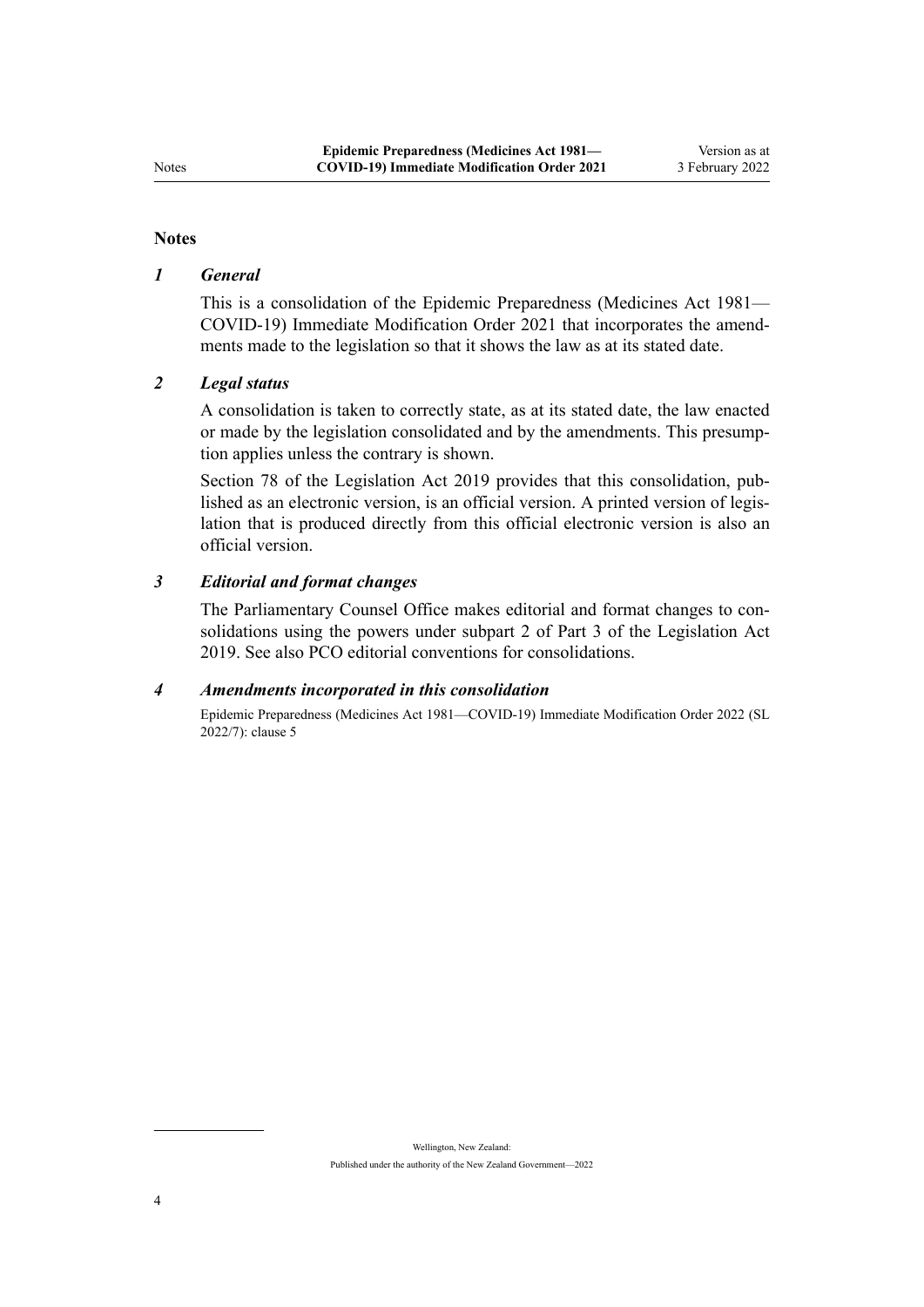## Notes

### *1 General*

This is a consolidation of the Epidemic Preparedness (Medicines Act 1981—COVID-19) Immediate Modification Order 2021 that incorporates the amendments made to the legislation so that it shows the law as at its stated date.

### *2 Legal status*

A consolidation is taken to correctly state, as at its stated date, the law enacted or made by the legislation consolidated and by the amendments. This presumption applies unless the contrary is shown.

Section 78 of the Legislation Act 2019 provides that this consolidation, published as an electronic version, is an official version. A printed version of legislation that is produced directly from this official electronic version is also an official version.

### *3 Editorial and format changes*

The Parliamentary Counsel Office makes editorial and format changes to consolidations using the powers under subpart 2 of Part 3 of the Legislation Act 2019. See also PCO editorial conventions for consolidations.

### *4 Amendments incorporated in this consolidation*

Epidemic Preparedness (Medicines Act 1981—COVID-19) Immediate Modification Order 2022 (SL 2022/7): clause 5

Wellington, New Zealand:

Published under the authority of the New Zealand Government—2022